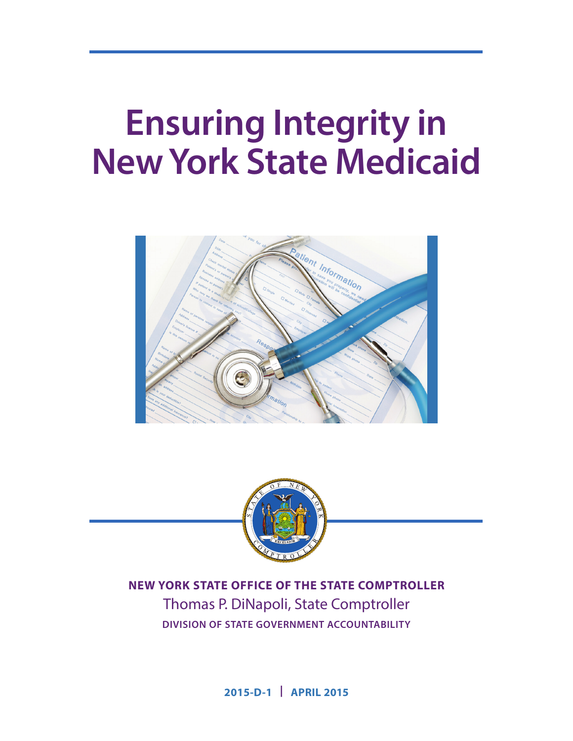# Ensuring Integrity in New York State Medicaid

**NEW YORK STATE OFFICE OF THE STATE COMPTROLLER**

Thomas P. DiNapoli, State Comptroller

**DIVISION OF STATE GOVERNMENT ACCOUNTABILITY**

**2015-D-1 | APRIL 2015**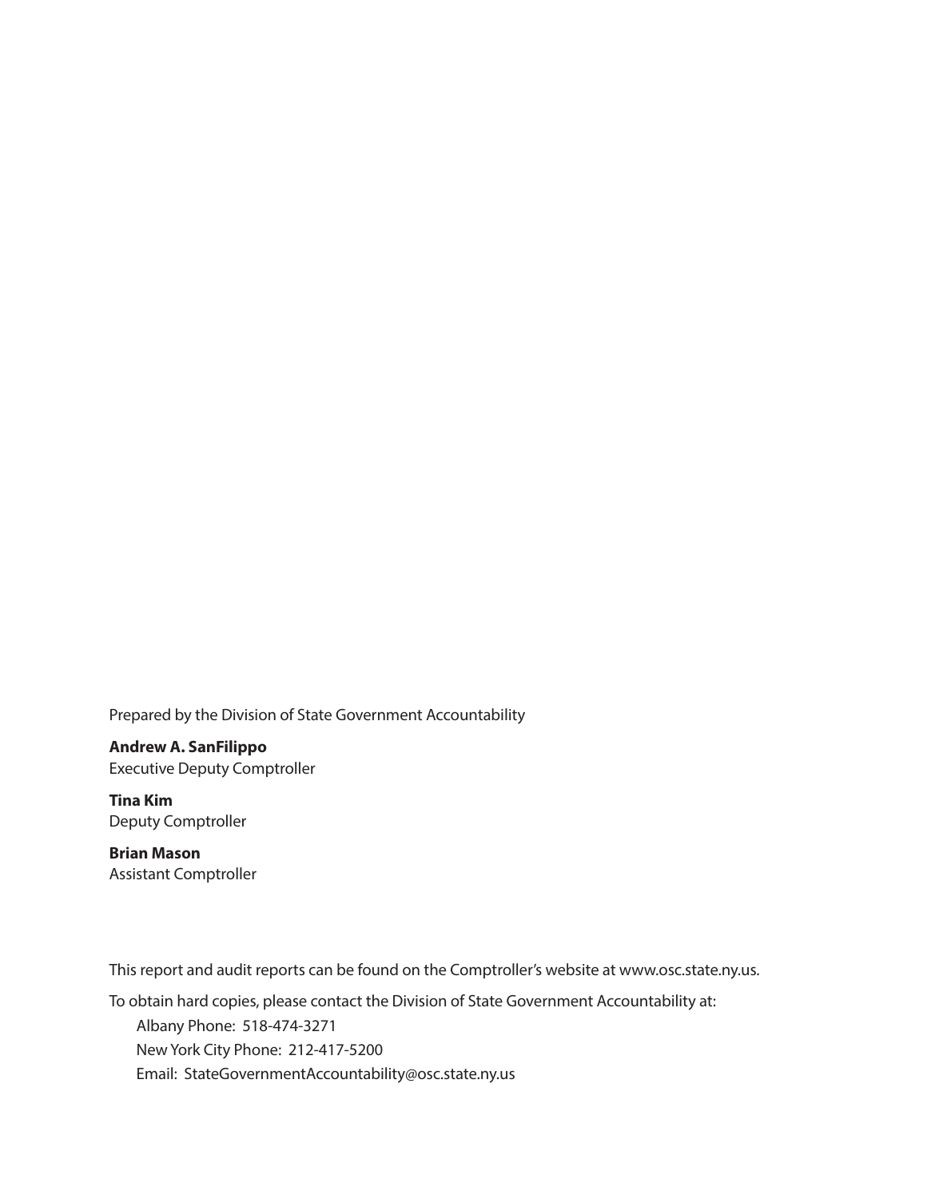Prepared by the Division of State Government Accountability

**Andrew A. SanFilippo**
Executive Deputy Comptroller

**Tina Kim**
Deputy Comptroller

**Brian Mason**
Assistant Comptroller

This report and audit reports can be found on the Comptroller's website at www.osc.state.ny.us.

To obtain hard copies, please contact the Division of State Government Accountability at:

Albany Phone: 518-474-3271
New York City Phone: 212-417-5200
Email: StateGovernmentAccountability@osc.state.ny.us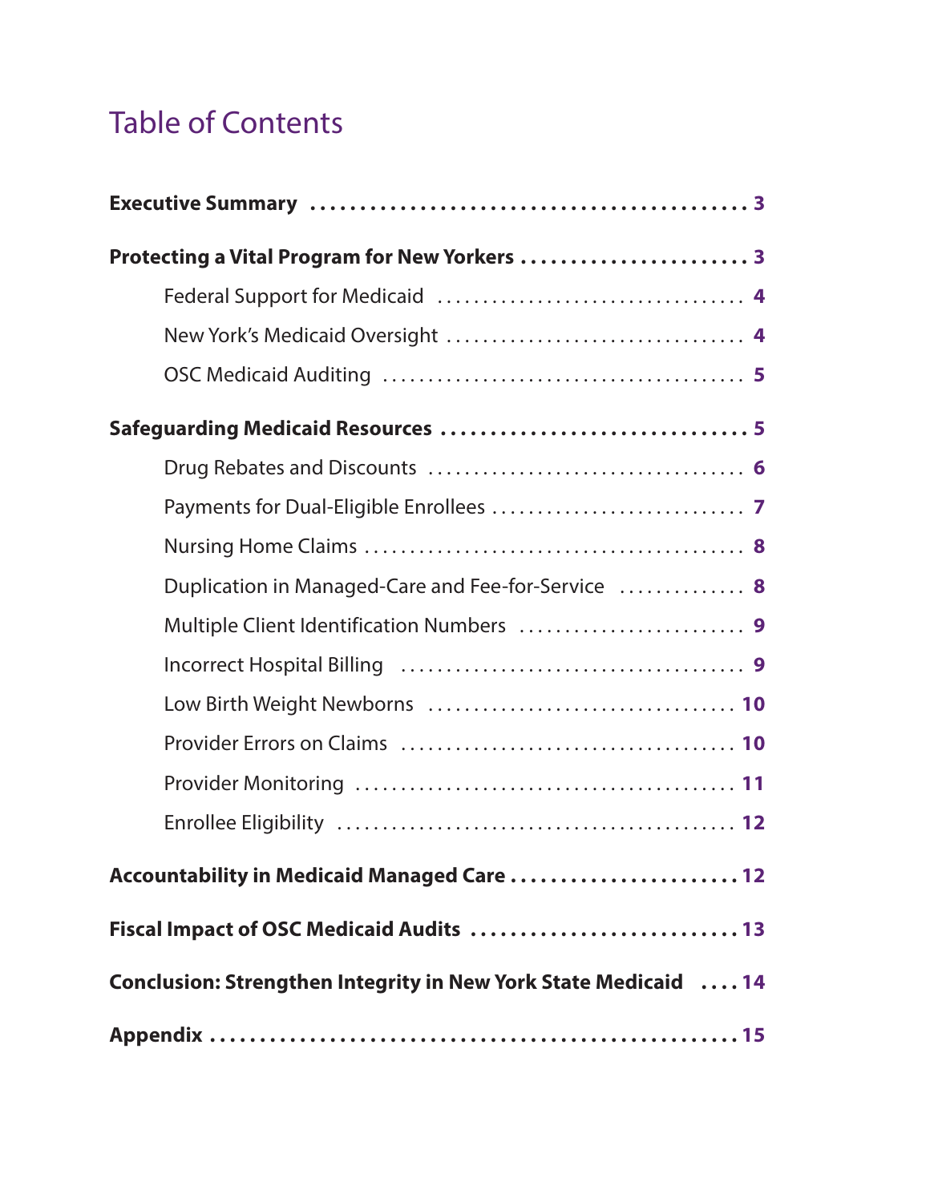# Table of Contents

**Executive Summary** ........................................ 3

**Protecting a Vital Program for New Yorkers** ........................ 3

- Federal Support for Medicaid ................................ 4
- New York's Medicaid Oversight ................................ 4
- OSC Medicaid Auditing ...................................... 5

**Safeguarding Medicaid Resources** ............................ 5

- Drug Rebates and Discounts .................................. 6
- Payments for Dual-Eligible Enrollees ........................ 7
- Nursing Home Claims ........................................ 8
- Duplication in Managed-Care and Fee-for-Service ............. 8
- Multiple Client Identification Numbers ..................... 9
- Incorrect Hospital Billing ................................. 9
- Low Birth Weight Newborns .................................. 10
- Provider Errors on Claims .................................. 10
- Provider Monitoring ........................................ 11
- Enrollee Eligibility ....................................... 12

**Accountability in Medicaid Managed Care** ...................... 12

**Fiscal Impact of OSC Medicaid Audits** ......................... 13

**Conclusion: Strengthen Integrity in New York State Medicaid** .... 14

**Appendix** ................................................... 15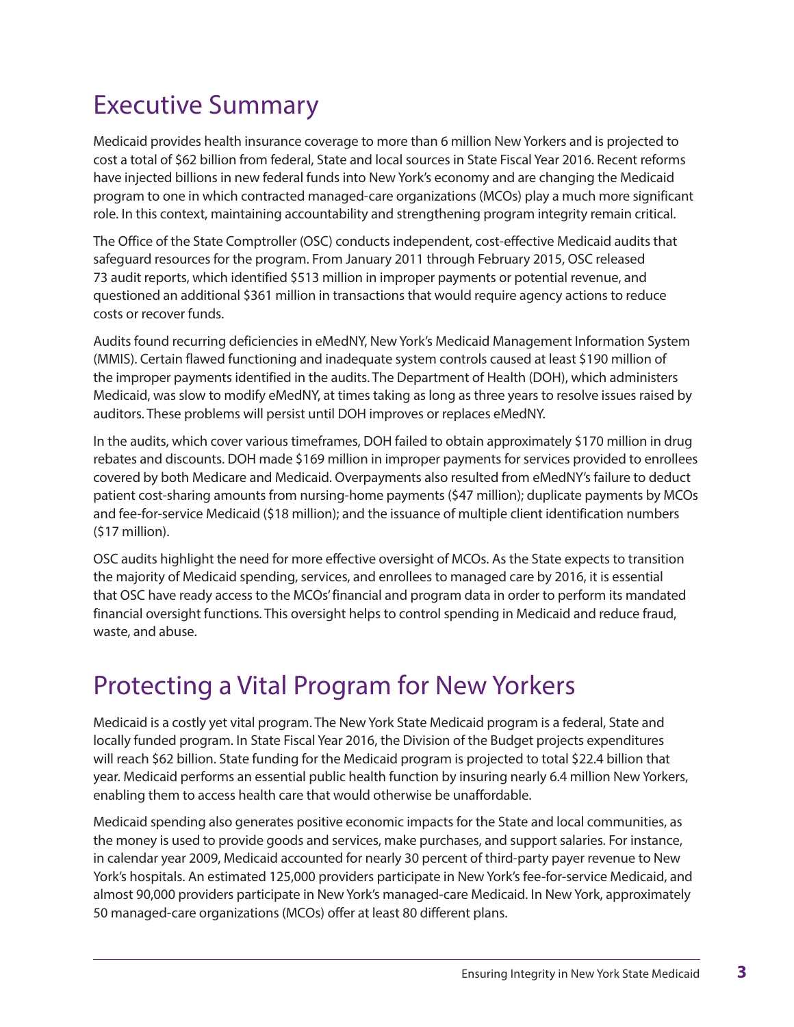# Executive Summary

Medicaid provides health insurance coverage to more than 6 million New Yorkers and is projected to cost a total of $62 billion from federal, State and local sources in State Fiscal Year 2016. Recent reforms have injected billions in new federal funds into New York's economy and are changing the Medicaid program to one in which contracted managed-care organizations (MCOs) play a much more significant role. In this context, maintaining accountability and strengthening program integrity remain critical.

The Office of the State Comptroller (OSC) conducts independent, cost-effective Medicaid audits that safeguard resources for the program. From January 2011 through February 2015, OSC released 73 audit reports, which identified $513 million in improper payments or potential revenue, and questioned an additional $361 million in transactions that would require agency actions to reduce costs or recover funds.

Audits found recurring deficiencies in eMedNY, New York's Medicaid Management Information System (MMIS). Certain flawed functioning and inadequate system controls caused at least $190 million of the improper payments identified in the audits. The Department of Health (DOH), which administers Medicaid, was slow to modify eMedNY, at times taking as long as three years to resolve issues raised by auditors. These problems will persist until DOH improves or replaces eMedNY.

In the audits, which cover various timeframes, DOH failed to obtain approximately $170 million in drug rebates and discounts. DOH made $169 million in improper payments for services provided to enrollees covered by both Medicare and Medicaid. Overpayments also resulted from eMedNY's failure to deduct patient cost-sharing amounts from nursing-home payments ($47 million); duplicate payments by MCOs and fee-for-service Medicaid ($18 million); and the issuance of multiple client identification numbers ($17 million).

OSC audits highlight the need for more effective oversight of MCOs. As the State expects to transition the majority of Medicaid spending, services, and enrollees to managed care by 2016, it is essential that OSC have ready access to the MCOs' financial and program data in order to perform its mandated financial oversight functions. This oversight helps to control spending in Medicaid and reduce fraud, waste, and abuse.

# Protecting a Vital Program for New Yorkers

Medicaid is a costly yet vital program. The New York State Medicaid program is a federal, State and locally funded program. In State Fiscal Year 2016, the Division of the Budget projects expenditures will reach $62 billion. State funding for the Medicaid program is projected to total $22.4 billion that year. Medicaid performs an essential public health function by insuring nearly 6.4 million New Yorkers, enabling them to access health care that would otherwise be unaffordable.

Medicaid spending also generates positive economic impacts for the State and local communities, as the money is used to provide goods and services, make purchases, and support salaries. For instance, in calendar year 2009, Medicaid accounted for nearly 30 percent of third-party payer revenue to New York's hospitals. An estimated 125,000 providers participate in New York's fee-for-service Medicaid, and almost 90,000 providers participate in New York's managed-care Medicaid. In New York, approximately 50 managed-care organizations (MCOs) offer at least 80 different plans.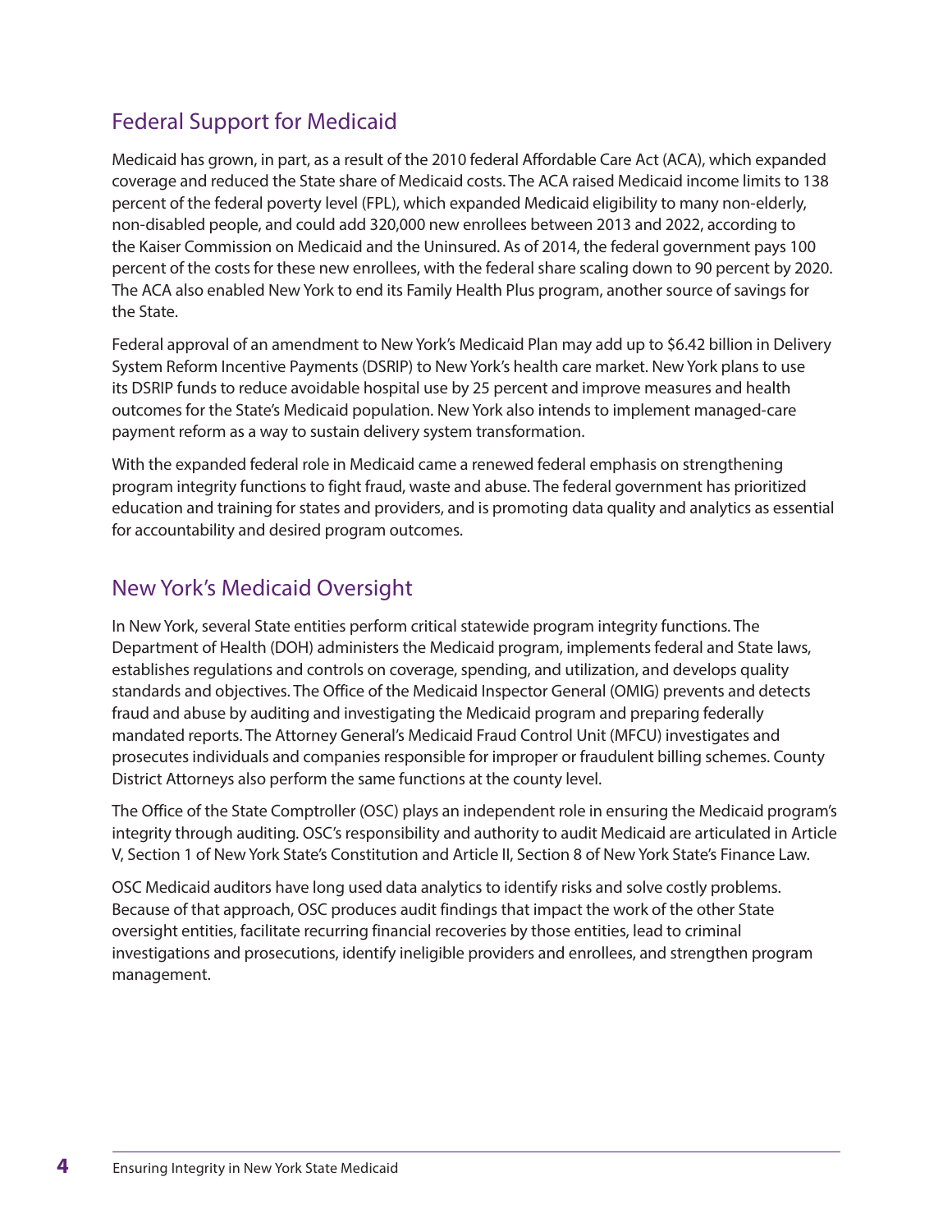## Federal Support for Medicaid

Medicaid has grown, in part, as a result of the 2010 federal Affordable Care Act (ACA), which expanded coverage and reduced the State share of Medicaid costs. The ACA raised Medicaid income limits to 138 percent of the federal poverty level (FPL), which expanded Medicaid eligibility to many non-elderly, non-disabled people, and could add 320,000 new enrollees between 2013 and 2022, according to the Kaiser Commission on Medicaid and the Uninsured. As of 2014, the federal government pays 100 percent of the costs for these new enrollees, with the federal share scaling down to 90 percent by 2020. The ACA also enabled New York to end its Family Health Plus program, another source of savings for the State.

Federal approval of an amendment to New York's Medicaid Plan may add up to $6.42 billion in Delivery System Reform Incentive Payments (DSRIP) to New York's health care market. New York plans to use its DSRIP funds to reduce avoidable hospital use by 25 percent and improve measures and health outcomes for the State's Medicaid population. New York also intends to implement managed-care payment reform as a way to sustain delivery system transformation.

With the expanded federal role in Medicaid came a renewed federal emphasis on strengthening program integrity functions to fight fraud, waste and abuse. The federal government has prioritized education and training for states and providers, and is promoting data quality and analytics as essential for accountability and desired program outcomes.

## New York's Medicaid Oversight

In New York, several State entities perform critical statewide program integrity functions. The Department of Health (DOH) administers the Medicaid program, implements federal and State laws, establishes regulations and controls on coverage, spending, and utilization, and develops quality standards and objectives. The Office of the Medicaid Inspector General (OMIG) prevents and detects fraud and abuse by auditing and investigating the Medicaid program and preparing federally mandated reports. The Attorney General's Medicaid Fraud Control Unit (MFCU) investigates and prosecutes individuals and companies responsible for improper or fraudulent billing schemes. County District Attorneys also perform the same functions at the county level.

The Office of the State Comptroller (OSC) plays an independent role in ensuring the Medicaid program's integrity through auditing. OSC's responsibility and authority to audit Medicaid are articulated in Article V, Section 1 of New York State's Constitution and Article II, Section 8 of New York State's Finance Law.

OSC Medicaid auditors have long used data analytics to identify risks and solve costly problems. Because of that approach, OSC produces audit findings that impact the work of the other State oversight entities, facilitate recurring financial recoveries by those entities, lead to criminal investigations and prosecutions, identify ineligible providers and enrollees, and strengthen program management.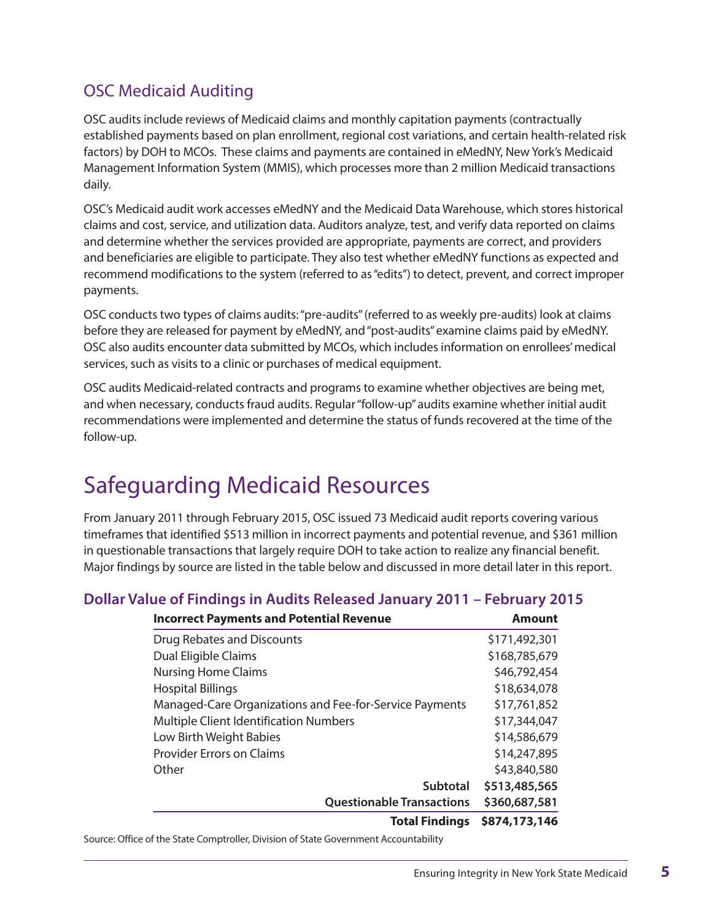## OSC Medicaid Auditing

OSC audits include reviews of Medicaid claims and monthly capitation payments (contractually established payments based on plan enrollment, regional cost variations, and certain health-related risk factors) by DOH to MCOs. These claims and payments are contained in eMedNY, New York's Medicaid Management Information System (MMIS), which processes more than 2 million Medicaid transactions daily.

OSC's Medicaid audit work accesses eMedNY and the Medicaid Data Warehouse, which stores historical claims and cost, service, and utilization data. Auditors analyze, test, and verify data reported on claims and determine whether the services provided are appropriate, payments are correct, and providers and beneficiaries are eligible to participate. They also test whether eMedNY functions as expected and recommend modifications to the system (referred to as "edits") to detect, prevent, and correct improper payments.

OSC conducts two types of claims audits: "pre-audits" (referred to as weekly pre-audits) look at claims before they are released for payment by eMedNY, and "post-audits" examine claims paid by eMedNY. OSC also audits encounter data submitted by MCOs, which includes information on enrollees' medical services, such as visits to a clinic or purchases of medical equipment.

OSC audits Medicaid-related contracts and programs to examine whether objectives are being met, and when necessary, conducts fraud audits. Regular "follow-up" audits examine whether initial audit recommendations were implemented and determine the status of funds recovered at the time of the follow-up.

# Safeguarding Medicaid Resources

From January 2011 through February 2015, OSC issued 73 Medicaid audit reports covering various timeframes that identified $513 million in incorrect payments and potential revenue, and $361 million in questionable transactions that largely require DOH to take action to realize any financial benefit. Major findings by source are listed in the table below and discussed in more detail later in this report.

### Dollar Value of Findings in Audits Released January 2011 – February 2015

| Incorrect Payments and Potential Revenue | Amount |
|---|---|
| Drug Rebates and Discounts | $171,492,301 |
| Dual Eligible Claims | $168,785,679 |
| Nursing Home Claims | $46,792,454 |
| Hospital Billings | $18,634,078 |
| Managed-Care Organizations and Fee-for-Service Payments | $17,761,852 |
| Multiple Client Identification Numbers | $17,344,047 |
| Low Birth Weight Babies | $14,586,679 |
| Provider Errors on Claims | $14,247,895 |
| Other | $43,840,580 |
| **Subtotal** | **$513,485,565** |
| **Questionable Transactions** | **$360,687,581** |
| **Total Findings** | **$874,173,146** |

Source: Office of the State Comptroller, Division of State Government Accountability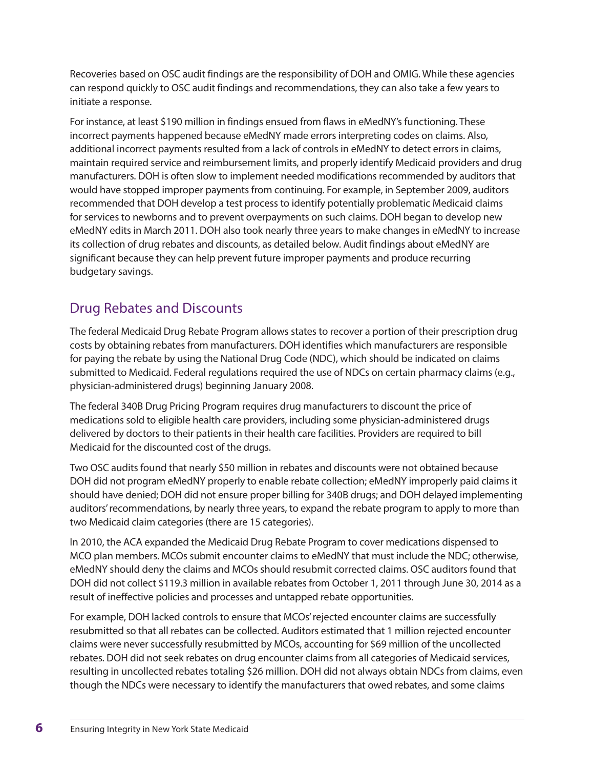Recoveries based on OSC audit findings are the responsibility of DOH and OMIG. While these agencies can respond quickly to OSC audit findings and recommendations, they can also take a few years to initiate a response.

For instance, at least $190 million in findings ensued from flaws in eMedNY's functioning. These incorrect payments happened because eMedNY made errors interpreting codes on claims. Also, additional incorrect payments resulted from a lack of controls in eMedNY to detect errors in claims, maintain required service and reimbursement limits, and properly identify Medicaid providers and drug manufacturers. DOH is often slow to implement needed modifications recommended by auditors that would have stopped improper payments from continuing. For example, in September 2009, auditors recommended that DOH develop a test process to identify potentially problematic Medicaid claims for services to newborns and to prevent overpayments on such claims. DOH began to develop new eMedNY edits in March 2011. DOH also took nearly three years to make changes in eMedNY to increase its collection of drug rebates and discounts, as detailed below. Audit findings about eMedNY are significant because they can help prevent future improper payments and produce recurring budgetary savings.

## Drug Rebates and Discounts

The federal Medicaid Drug Rebate Program allows states to recover a portion of their prescription drug costs by obtaining rebates from manufacturers. DOH identifies which manufacturers are responsible for paying the rebate by using the National Drug Code (NDC), which should be indicated on claims submitted to Medicaid. Federal regulations required the use of NDCs on certain pharmacy claims (e.g., physician-administered drugs) beginning January 2008.

The federal 340B Drug Pricing Program requires drug manufacturers to discount the price of medications sold to eligible health care providers, including some physician-administered drugs delivered by doctors to their patients in their health care facilities. Providers are required to bill Medicaid for the discounted cost of the drugs.

Two OSC audits found that nearly $50 million in rebates and discounts were not obtained because DOH did not program eMedNY properly to enable rebate collection; eMedNY improperly paid claims it should have denied; DOH did not ensure proper billing for 340B drugs; and DOH delayed implementing auditors' recommendations, by nearly three years, to expand the rebate program to apply to more than two Medicaid claim categories (there are 15 categories).

In 2010, the ACA expanded the Medicaid Drug Rebate Program to cover medications dispensed to MCO plan members. MCOs submit encounter claims to eMedNY that must include the NDC; otherwise, eMedNY should deny the claims and MCOs should resubmit corrected claims. OSC auditors found that DOH did not collect $119.3 million in available rebates from October 1, 2011 through June 30, 2014 as a result of ineffective policies and processes and untapped rebate opportunities.

For example, DOH lacked controls to ensure that MCOs' rejected encounter claims are successfully resubmitted so that all rebates can be collected. Auditors estimated that 1 million rejected encounter claims were never successfully resubmitted by MCOs, accounting for $69 million of the uncollected rebates. DOH did not seek rebates on drug encounter claims from all categories of Medicaid services, resulting in uncollected rebates totaling $26 million. DOH did not always obtain NDCs from claims, even though the NDCs were necessary to identify the manufacturers that owed rebates, and some claims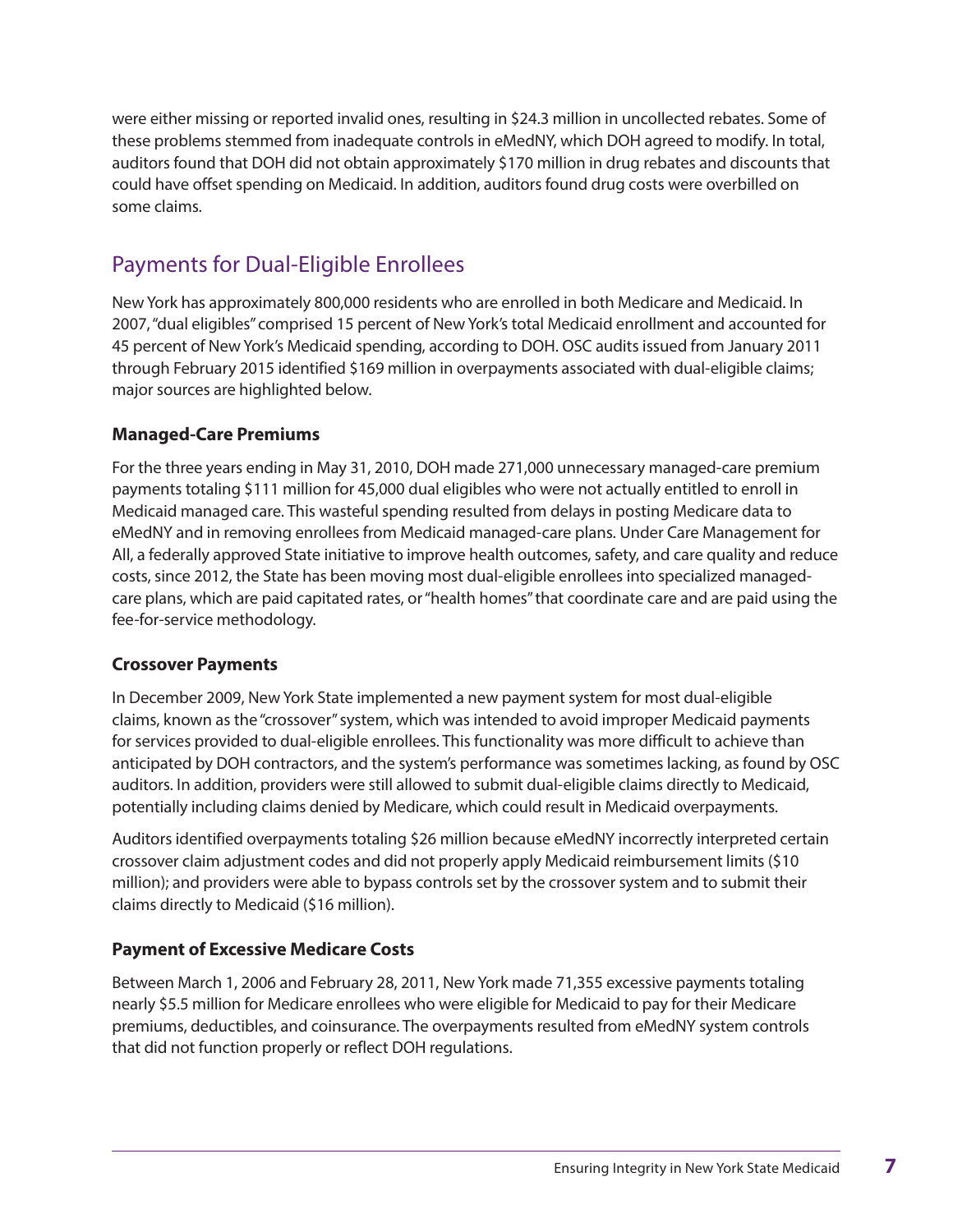were either missing or reported invalid ones, resulting in $24.3 million in uncollected rebates. Some of these problems stemmed from inadequate controls in eMedNY, which DOH agreed to modify. In total, auditors found that DOH did not obtain approximately $170 million in drug rebates and discounts that could have offset spending on Medicaid. In addition, auditors found drug costs were overbilled on some claims.

## Payments for Dual-Eligible Enrollees

New York has approximately 800,000 residents who are enrolled in both Medicare and Medicaid. In 2007, "dual eligibles" comprised 15 percent of New York's total Medicaid enrollment and accounted for 45 percent of New York's Medicaid spending, according to DOH. OSC audits issued from January 2011 through February 2015 identified $169 million in overpayments associated with dual-eligible claims; major sources are highlighted below.

### Managed-Care Premiums

For the three years ending in May 31, 2010, DOH made 271,000 unnecessary managed-care premium payments totaling $111 million for 45,000 dual eligibles who were not actually entitled to enroll in Medicaid managed care. This wasteful spending resulted from delays in posting Medicare data to eMedNY and in removing enrollees from Medicaid managed-care plans. Under Care Management for All, a federally approved State initiative to improve health outcomes, safety, and care quality and reduce costs, since 2012, the State has been moving most dual-eligible enrollees into specialized managed-care plans, which are paid capitated rates, or "health homes" that coordinate care and are paid using the fee-for-service methodology.

### Crossover Payments

In December 2009, New York State implemented a new payment system for most dual-eligible claims, known as the "crossover" system, which was intended to avoid improper Medicaid payments for services provided to dual-eligible enrollees. This functionality was more difficult to achieve than anticipated by DOH contractors, and the system's performance was sometimes lacking, as found by OSC auditors. In addition, providers were still allowed to submit dual-eligible claims directly to Medicaid, potentially including claims denied by Medicare, which could result in Medicaid overpayments.

Auditors identified overpayments totaling $26 million because eMedNY incorrectly interpreted certain crossover claim adjustment codes and did not properly apply Medicaid reimbursement limits ($10 million); and providers were able to bypass controls set by the crossover system and to submit their claims directly to Medicaid ($16 million).

### Payment of Excessive Medicare Costs

Between March 1, 2006 and February 28, 2011, New York made 71,355 excessive payments totaling nearly $5.5 million for Medicare enrollees who were eligible for Medicaid to pay for their Medicare premiums, deductibles, and coinsurance. The overpayments resulted from eMedNY system controls that did not function properly or reflect DOH regulations.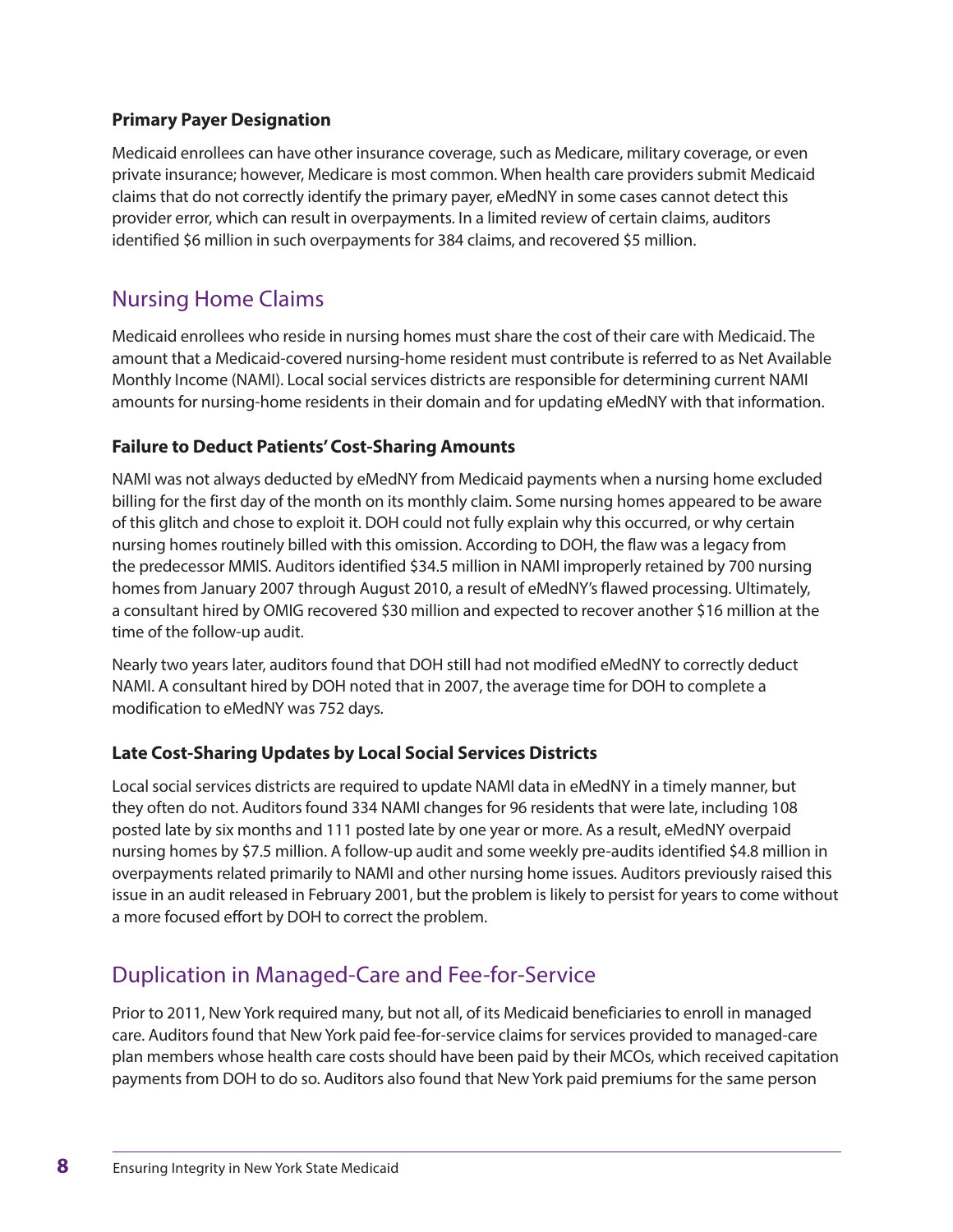### Primary Payer Designation

Medicaid enrollees can have other insurance coverage, such as Medicare, military coverage, or even private insurance; however, Medicare is most common. When health care providers submit Medicaid claims that do not correctly identify the primary payer, eMedNY in some cases cannot detect this provider error, which can result in overpayments. In a limited review of certain claims, auditors identified $6 million in such overpayments for 384 claims, and recovered $5 million.

## Nursing Home Claims

Medicaid enrollees who reside in nursing homes must share the cost of their care with Medicaid. The amount that a Medicaid-covered nursing-home resident must contribute is referred to as Net Available Monthly Income (NAMI). Local social services districts are responsible for determining current NAMI amounts for nursing-home residents in their domain and for updating eMedNY with that information.

### Failure to Deduct Patients' Cost-Sharing Amounts

NAMI was not always deducted by eMedNY from Medicaid payments when a nursing home excluded billing for the first day of the month on its monthly claim. Some nursing homes appeared to be aware of this glitch and chose to exploit it. DOH could not fully explain why this occurred, or why certain nursing homes routinely billed with this omission. According to DOH, the flaw was a legacy from the predecessor MMIS. Auditors identified $34.5 million in NAMI improperly retained by 700 nursing homes from January 2007 through August 2010, a result of eMedNY's flawed processing. Ultimately, a consultant hired by OMIG recovered $30 million and expected to recover another $16 million at the time of the follow-up audit.

Nearly two years later, auditors found that DOH still had not modified eMedNY to correctly deduct NAMI. A consultant hired by DOH noted that in 2007, the average time for DOH to complete a modification to eMedNY was 752 days.

### Late Cost-Sharing Updates by Local Social Services Districts

Local social services districts are required to update NAMI data in eMedNY in a timely manner, but they often do not. Auditors found 334 NAMI changes for 96 residents that were late, including 108 posted late by six months and 111 posted late by one year or more. As a result, eMedNY overpaid nursing homes by $7.5 million. A follow-up audit and some weekly pre-audits identified $4.8 million in overpayments related primarily to NAMI and other nursing home issues. Auditors previously raised this issue in an audit released in February 2001, but the problem is likely to persist for years to come without a more focused effort by DOH to correct the problem.

## Duplication in Managed-Care and Fee-for-Service

Prior to 2011, New York required many, but not all, of its Medicaid beneficiaries to enroll in managed care. Auditors found that New York paid fee-for-service claims for services provided to managed-care plan members whose health care costs should have been paid by their MCOs, which received capitation payments from DOH to do so. Auditors also found that New York paid premiums for the same person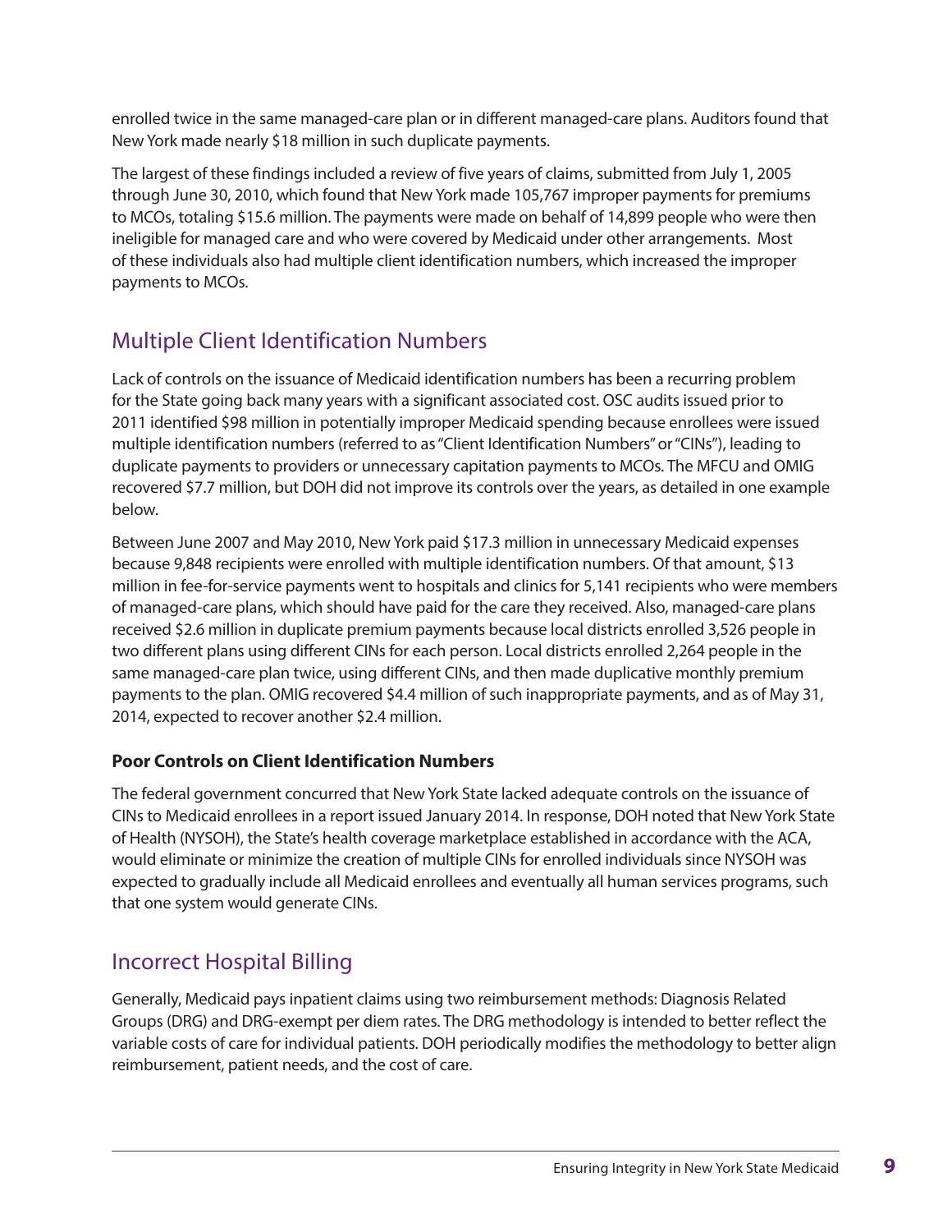enrolled twice in the same managed-care plan or in different managed-care plans. Auditors found that New York made nearly $18 million in such duplicate payments.

The largest of these findings included a review of five years of claims, submitted from July 1, 2005 through June 30, 2010, which found that New York made 105,767 improper payments for premiums to MCOs, totaling $15.6 million. The payments were made on behalf of 14,899 people who were then ineligible for managed care and who were covered by Medicaid under other arrangements. Most of these individuals also had multiple client identification numbers, which increased the improper payments to MCOs.

## Multiple Client Identification Numbers

Lack of controls on the issuance of Medicaid identification numbers has been a recurring problem for the State going back many years with a significant associated cost. OSC audits issued prior to 2011 identified $98 million in potentially improper Medicaid spending because enrollees were issued multiple identification numbers (referred to as "Client Identification Numbers" or "CINs"), leading to duplicate payments to providers or unnecessary capitation payments to MCOs. The MFCU and OMIG recovered $7.7 million, but DOH did not improve its controls over the years, as detailed in one example below.

Between June 2007 and May 2010, New York paid $17.3 million in unnecessary Medicaid expenses because 9,848 recipients were enrolled with multiple identification numbers. Of that amount, $13 million in fee-for-service payments went to hospitals and clinics for 5,141 recipients who were members of managed-care plans, which should have paid for the care they received. Also, managed-care plans received $2.6 million in duplicate premium payments because local districts enrolled 3,526 people in two different plans using different CINs for each person. Local districts enrolled 2,264 people in the same managed-care plan twice, using different CINs, and then made duplicative monthly premium payments to the plan. OMIG recovered $4.4 million of such inappropriate payments, and as of May 31, 2014, expected to recover another $2.4 million.

### Poor Controls on Client Identification Numbers

The federal government concurred that New York State lacked adequate controls on the issuance of CINs to Medicaid enrollees in a report issued January 2014. In response, DOH noted that New York State of Health (NYSOH), the State's health coverage marketplace established in accordance with the ACA, would eliminate or minimize the creation of multiple CINs for enrolled individuals since NYSOH was expected to gradually include all Medicaid enrollees and eventually all human services programs, such that one system would generate CINs.

## Incorrect Hospital Billing

Generally, Medicaid pays inpatient claims using two reimbursement methods: Diagnosis Related Groups (DRG) and DRG-exempt per diem rates. The DRG methodology is intended to better reflect the variable costs of care for individual patients. DOH periodically modifies the methodology to better align reimbursement, patient needs, and the cost of care.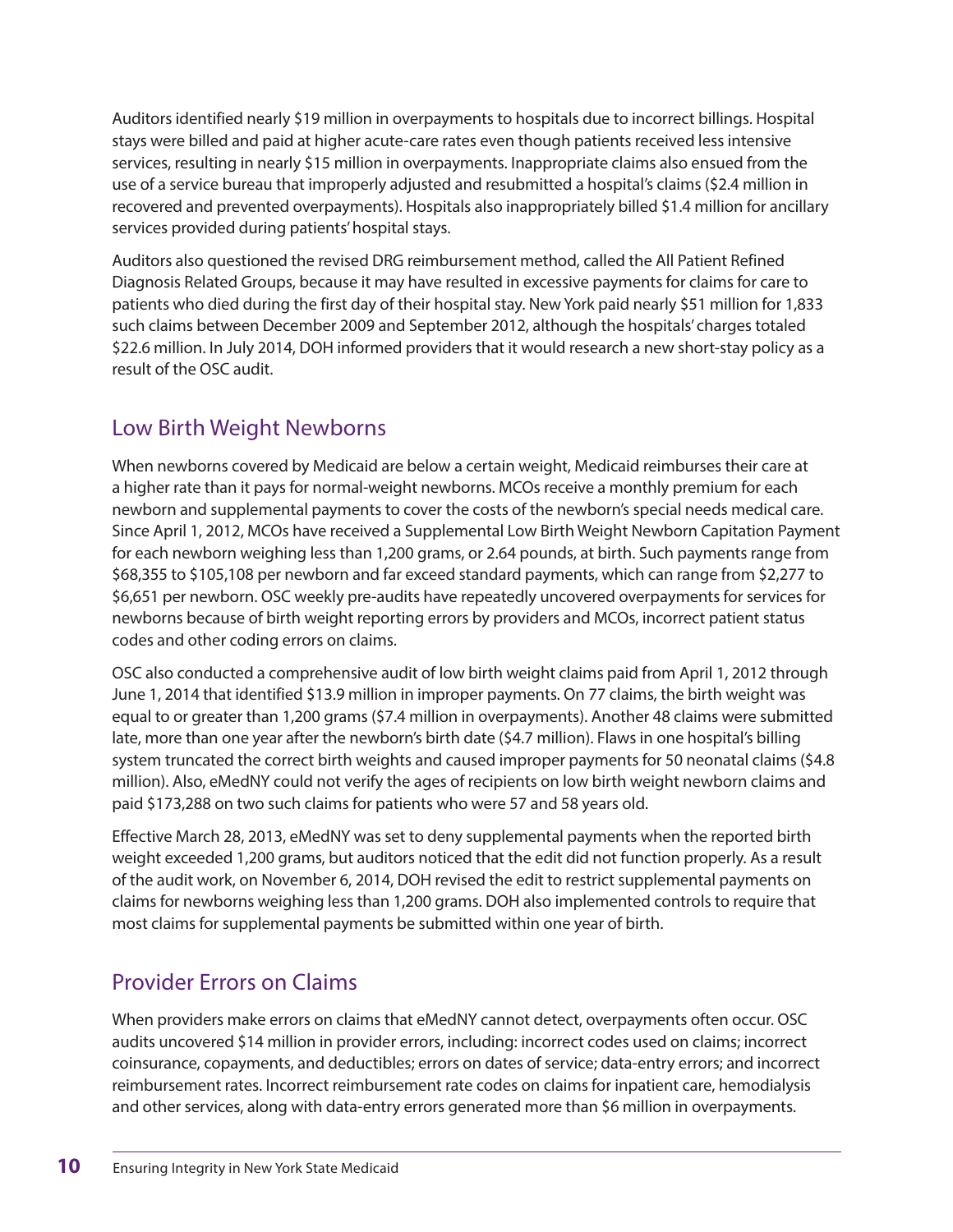Auditors identified nearly $19 million in overpayments to hospitals due to incorrect billings. Hospital stays were billed and paid at higher acute-care rates even though patients received less intensive services, resulting in nearly $15 million in overpayments. Inappropriate claims also ensued from the use of a service bureau that improperly adjusted and resubmitted a hospital's claims ($2.4 million in recovered and prevented overpayments). Hospitals also inappropriately billed $1.4 million for ancillary services provided during patients' hospital stays.

Auditors also questioned the revised DRG reimbursement method, called the All Patient Refined Diagnosis Related Groups, because it may have resulted in excessive payments for claims for care to patients who died during the first day of their hospital stay. New York paid nearly $51 million for 1,833 such claims between December 2009 and September 2012, although the hospitals' charges totaled $22.6 million. In July 2014, DOH informed providers that it would research a new short-stay policy as a result of the OSC audit.

## Low Birth Weight Newborns

When newborns covered by Medicaid are below a certain weight, Medicaid reimburses their care at a higher rate than it pays for normal-weight newborns. MCOs receive a monthly premium for each newborn and supplemental payments to cover the costs of the newborn's special needs medical care. Since April 1, 2012, MCOs have received a Supplemental Low Birth Weight Newborn Capitation Payment for each newborn weighing less than 1,200 grams, or 2.64 pounds, at birth. Such payments range from $68,355 to $105,108 per newborn and far exceed standard payments, which can range from $2,277 to $6,651 per newborn. OSC weekly pre-audits have repeatedly uncovered overpayments for services for newborns because of birth weight reporting errors by providers and MCOs, incorrect patient status codes and other coding errors on claims.

OSC also conducted a comprehensive audit of low birth weight claims paid from April 1, 2012 through June 1, 2014 that identified $13.9 million in improper payments. On 77 claims, the birth weight was equal to or greater than 1,200 grams ($7.4 million in overpayments). Another 48 claims were submitted late, more than one year after the newborn's birth date ($4.7 million). Flaws in one hospital's billing system truncated the correct birth weights and caused improper payments for 50 neonatal claims ($4.8 million). Also, eMedNY could not verify the ages of recipients on low birth weight newborn claims and paid $173,288 on two such claims for patients who were 57 and 58 years old.

Effective March 28, 2013, eMedNY was set to deny supplemental payments when the reported birth weight exceeded 1,200 grams, but auditors noticed that the edit did not function properly. As a result of the audit work, on November 6, 2014, DOH revised the edit to restrict supplemental payments on claims for newborns weighing less than 1,200 grams. DOH also implemented controls to require that most claims for supplemental payments be submitted within one year of birth.

## Provider Errors on Claims

When providers make errors on claims that eMedNY cannot detect, overpayments often occur. OSC audits uncovered $14 million in provider errors, including: incorrect codes used on claims; incorrect coinsurance, copayments, and deductibles; errors on dates of service; data-entry errors; and incorrect reimbursement rates. Incorrect reimbursement rate codes on claims for inpatient care, hemodialysis and other services, along with data-entry errors generated more than $6 million in overpayments.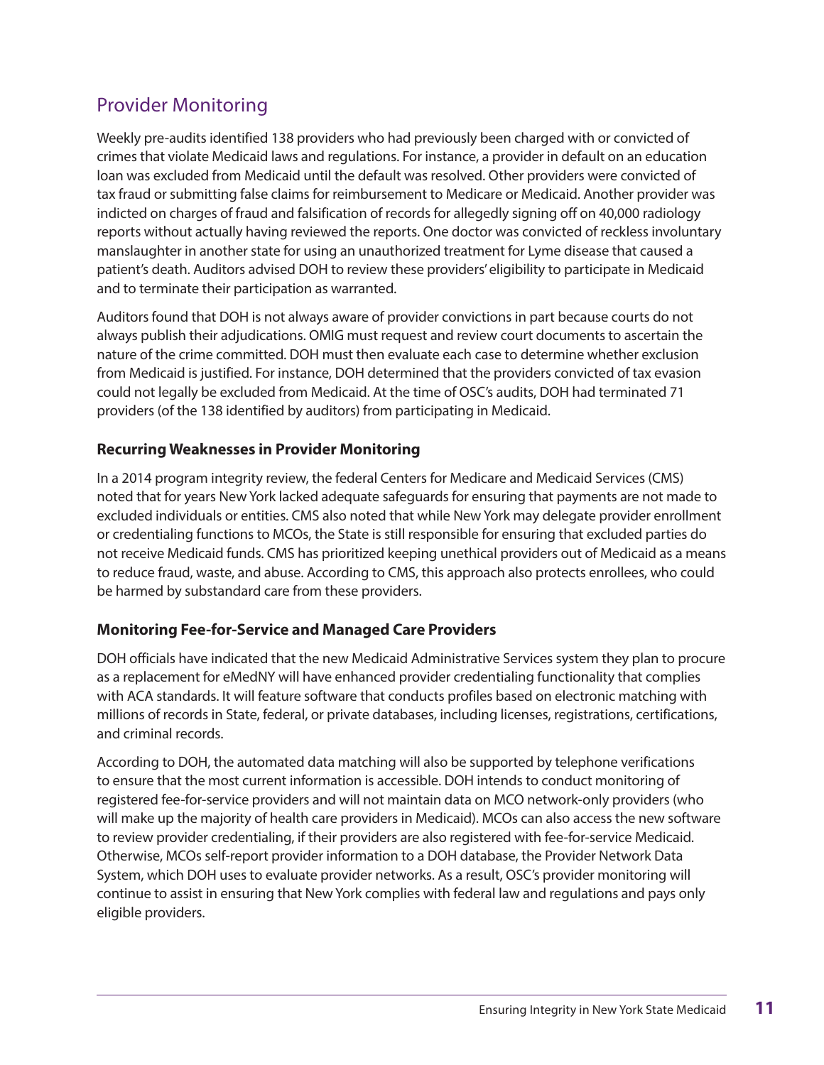## Provider Monitoring

Weekly pre-audits identified 138 providers who had previously been charged with or convicted of crimes that violate Medicaid laws and regulations. For instance, a provider in default on an education loan was excluded from Medicaid until the default was resolved. Other providers were convicted of tax fraud or submitting false claims for reimbursement to Medicare or Medicaid. Another provider was indicted on charges of fraud and falsification of records for allegedly signing off on 40,000 radiology reports without actually having reviewed the reports. One doctor was convicted of reckless involuntary manslaughter in another state for using an unauthorized treatment for Lyme disease that caused a patient's death. Auditors advised DOH to review these providers' eligibility to participate in Medicaid and to terminate their participation as warranted.

Auditors found that DOH is not always aware of provider convictions in part because courts do not always publish their adjudications. OMIG must request and review court documents to ascertain the nature of the crime committed. DOH must then evaluate each case to determine whether exclusion from Medicaid is justified. For instance, DOH determined that the providers convicted of tax evasion could not legally be excluded from Medicaid. At the time of OSC's audits, DOH had terminated 71 providers (of the 138 identified by auditors) from participating in Medicaid.

### Recurring Weaknesses in Provider Monitoring

In a 2014 program integrity review, the federal Centers for Medicare and Medicaid Services (CMS) noted that for years New York lacked adequate safeguards for ensuring that payments are not made to excluded individuals or entities. CMS also noted that while New York may delegate provider enrollment or credentialing functions to MCOs, the State is still responsible for ensuring that excluded parties do not receive Medicaid funds. CMS has prioritized keeping unethical providers out of Medicaid as a means to reduce fraud, waste, and abuse. According to CMS, this approach also protects enrollees, who could be harmed by substandard care from these providers.

### Monitoring Fee-for-Service and Managed Care Providers

DOH officials have indicated that the new Medicaid Administrative Services system they plan to procure as a replacement for eMedNY will have enhanced provider credentialing functionality that complies with ACA standards. It will feature software that conducts profiles based on electronic matching with millions of records in State, federal, or private databases, including licenses, registrations, certifications, and criminal records.

According to DOH, the automated data matching will also be supported by telephone verifications to ensure that the most current information is accessible. DOH intends to conduct monitoring of registered fee-for-service providers and will not maintain data on MCO network-only providers (who will make up the majority of health care providers in Medicaid). MCOs can also access the new software to review provider credentialing, if their providers are also registered with fee-for-service Medicaid. Otherwise, MCOs self-report provider information to a DOH database, the Provider Network Data System, which DOH uses to evaluate provider networks. As a result, OSC's provider monitoring will continue to assist in ensuring that New York complies with federal law and regulations and pays only eligible providers.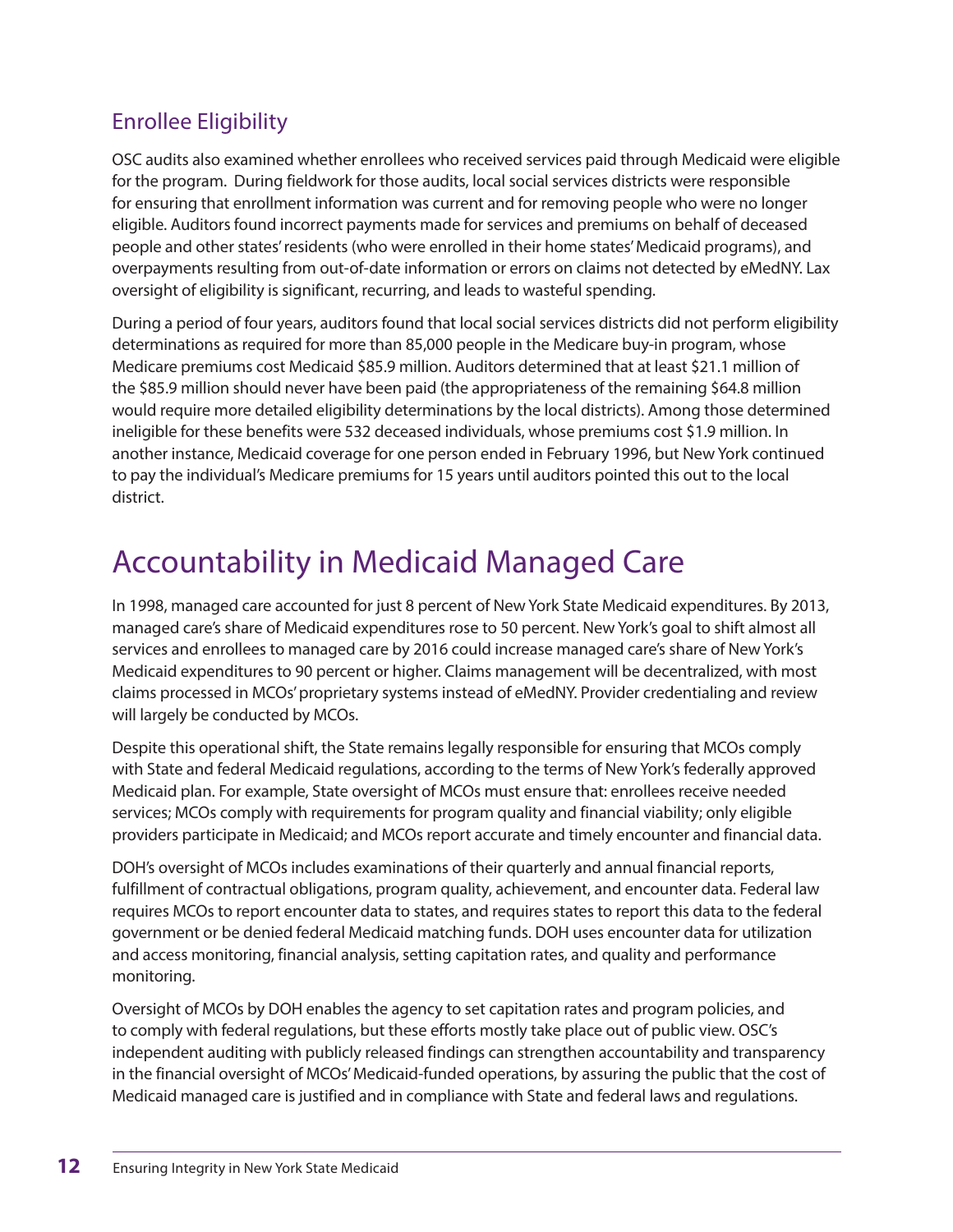## Enrollee Eligibility

OSC audits also examined whether enrollees who received services paid through Medicaid were eligible for the program. During fieldwork for those audits, local social services districts were responsible for ensuring that enrollment information was current and for removing people who were no longer eligible. Auditors found incorrect payments made for services and premiums on behalf of deceased people and other states' residents (who were enrolled in their home states' Medicaid programs), and overpayments resulting from out-of-date information or errors on claims not detected by eMedNY. Lax oversight of eligibility is significant, recurring, and leads to wasteful spending.

During a period of four years, auditors found that local social services districts did not perform eligibility determinations as required for more than 85,000 people in the Medicare buy-in program, whose Medicare premiums cost Medicaid $85.9 million. Auditors determined that at least $21.1 million of the $85.9 million should never have been paid (the appropriateness of the remaining $64.8 million would require more detailed eligibility determinations by the local districts). Among those determined ineligible for these benefits were 532 deceased individuals, whose premiums cost $1.9 million. In another instance, Medicaid coverage for one person ended in February 1996, but New York continued to pay the individual's Medicare premiums for 15 years until auditors pointed this out to the local district.

# Accountability in Medicaid Managed Care

In 1998, managed care accounted for just 8 percent of New York State Medicaid expenditures. By 2013, managed care's share of Medicaid expenditures rose to 50 percent. New York's goal to shift almost all services and enrollees to managed care by 2016 could increase managed care's share of New York's Medicaid expenditures to 90 percent or higher. Claims management will be decentralized, with most claims processed in MCOs' proprietary systems instead of eMedNY. Provider credentialing and review will largely be conducted by MCOs.

Despite this operational shift, the State remains legally responsible for ensuring that MCOs comply with State and federal Medicaid regulations, according to the terms of New York's federally approved Medicaid plan. For example, State oversight of MCOs must ensure that: enrollees receive needed services; MCOs comply with requirements for program quality and financial viability; only eligible providers participate in Medicaid; and MCOs report accurate and timely encounter and financial data.

DOH's oversight of MCOs includes examinations of their quarterly and annual financial reports, fulfillment of contractual obligations, program quality, achievement, and encounter data. Federal law requires MCOs to report encounter data to states, and requires states to report this data to the federal government or be denied federal Medicaid matching funds. DOH uses encounter data for utilization and access monitoring, financial analysis, setting capitation rates, and quality and performance monitoring.

Oversight of MCOs by DOH enables the agency to set capitation rates and program policies, and to comply with federal regulations, but these efforts mostly take place out of public view. OSC's independent auditing with publicly released findings can strengthen accountability and transparency in the financial oversight of MCOs' Medicaid-funded operations, by assuring the public that the cost of Medicaid managed care is justified and in compliance with State and federal laws and regulations.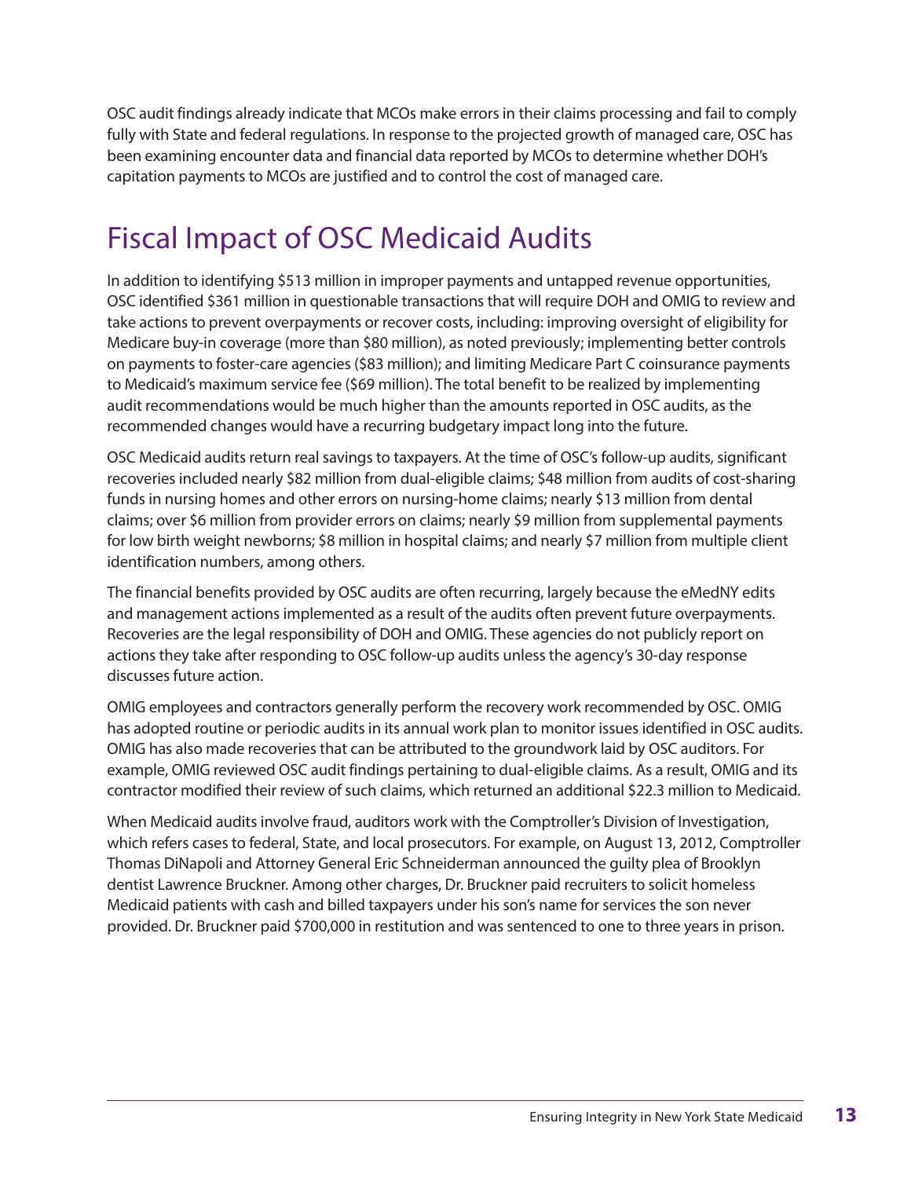OSC audit findings already indicate that MCOs make errors in their claims processing and fail to comply fully with State and federal regulations. In response to the projected growth of managed care, OSC has been examining encounter data and financial data reported by MCOs to determine whether DOH's capitation payments to MCOs are justified and to control the cost of managed care.

## Fiscal Impact of OSC Medicaid Audits

In addition to identifying $513 million in improper payments and untapped revenue opportunities, OSC identified $361 million in questionable transactions that will require DOH and OMIG to review and take actions to prevent overpayments or recover costs, including: improving oversight of eligibility for Medicare buy-in coverage (more than $80 million), as noted previously; implementing better controls on payments to foster-care agencies ($83 million); and limiting Medicare Part C coinsurance payments to Medicaid's maximum service fee ($69 million). The total benefit to be realized by implementing audit recommendations would be much higher than the amounts reported in OSC audits, as the recommended changes would have a recurring budgetary impact long into the future.

OSC Medicaid audits return real savings to taxpayers. At the time of OSC's follow-up audits, significant recoveries included nearly $82 million from dual-eligible claims; $48 million from audits of cost-sharing funds in nursing homes and other errors on nursing-home claims; nearly $13 million from dental claims; over $6 million from provider errors on claims; nearly $9 million from supplemental payments for low birth weight newborns; $8 million in hospital claims; and nearly $7 million from multiple client identification numbers, among others.

The financial benefits provided by OSC audits are often recurring, largely because the eMedNY edits and management actions implemented as a result of the audits often prevent future overpayments. Recoveries are the legal responsibility of DOH and OMIG. These agencies do not publicly report on actions they take after responding to OSC follow-up audits unless the agency's 30-day response discusses future action.

OMIG employees and contractors generally perform the recovery work recommended by OSC. OMIG has adopted routine or periodic audits in its annual work plan to monitor issues identified in OSC audits. OMIG has also made recoveries that can be attributed to the groundwork laid by OSC auditors. For example, OMIG reviewed OSC audit findings pertaining to dual-eligible claims. As a result, OMIG and its contractor modified their review of such claims, which returned an additional $22.3 million to Medicaid.

When Medicaid audits involve fraud, auditors work with the Comptroller's Division of Investigation, which refers cases to federal, State, and local prosecutors. For example, on August 13, 2012, Comptroller Thomas DiNapoli and Attorney General Eric Schneiderman announced the guilty plea of Brooklyn dentist Lawrence Bruckner. Among other charges, Dr. Bruckner paid recruiters to solicit homeless Medicaid patients with cash and billed taxpayers under his son's name for services the son never provided. Dr. Bruckner paid $700,000 in restitution and was sentenced to one to three years in prison.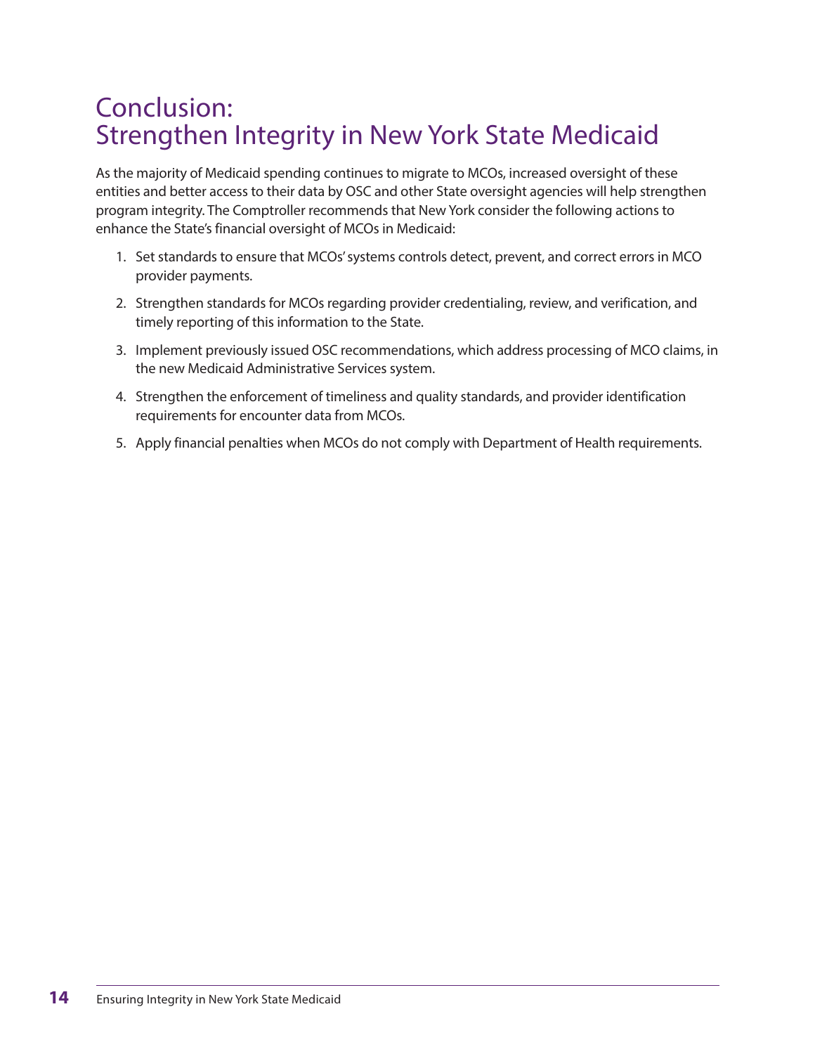# Conclusion: Strengthen Integrity in New York State Medicaid

As the majority of Medicaid spending continues to migrate to MCOs, increased oversight of these entities and better access to their data by OSC and other State oversight agencies will help strengthen program integrity. The Comptroller recommends that New York consider the following actions to enhance the State's financial oversight of MCOs in Medicaid:

1. Set standards to ensure that MCOs' systems controls detect, prevent, and correct errors in MCO provider payments.
2. Strengthen standards for MCOs regarding provider credentialing, review, and verification, and timely reporting of this information to the State.
3. Implement previously issued OSC recommendations, which address processing of MCO claims, in the new Medicaid Administrative Services system.
4. Strengthen the enforcement of timeliness and quality standards, and provider identification requirements for encounter data from MCOs.
5. Apply financial penalties when MCOs do not comply with Department of Health requirements.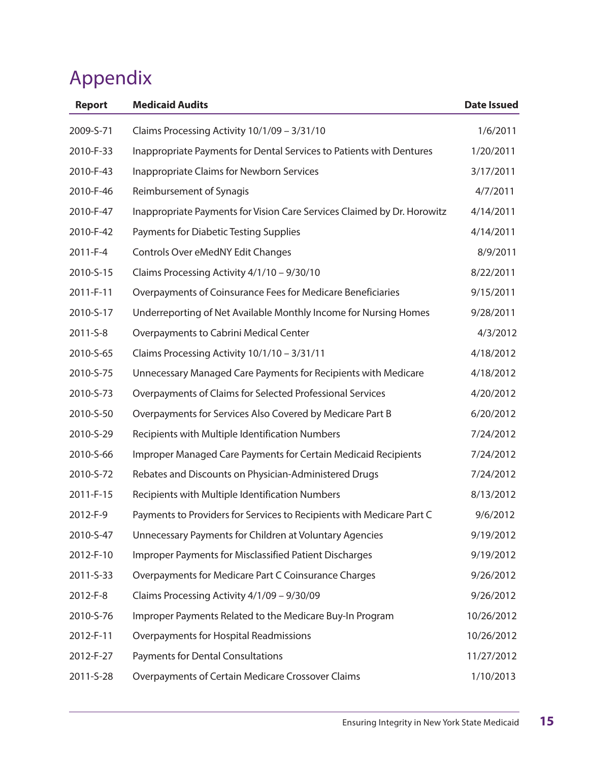# Appendix

| Report | Medicaid Audits | Date Issued |
|---|---|---|
| 2009-S-71 | Claims Processing Activity 10/1/09 – 3/31/10 | 1/6/2011 |
| 2010-F-33 | Inappropriate Payments for Dental Services to Patients with Dentures | 1/20/2011 |
| 2010-F-43 | Inappropriate Claims for Newborn Services | 3/17/2011 |
| 2010-F-46 | Reimbursement of Synagis | 4/7/2011 |
| 2010-F-47 | Inappropriate Payments for Vision Care Services Claimed by Dr. Horowitz | 4/14/2011 |
| 2010-F-42 | Payments for Diabetic Testing Supplies | 4/14/2011 |
| 2011-F-4 | Controls Over eMedNY Edit Changes | 8/9/2011 |
| 2010-S-15 | Claims Processing Activity 4/1/10 – 9/30/10 | 8/22/2011 |
| 2011-F-11 | Overpayments of Coinsurance Fees for Medicare Beneficiaries | 9/15/2011 |
| 2010-S-17 | Underreporting of Net Available Monthly Income for Nursing Homes | 9/28/2011 |
| 2011-S-8 | Overpayments to Cabrini Medical Center | 4/3/2012 |
| 2010-S-65 | Claims Processing Activity 10/1/10 – 3/31/11 | 4/18/2012 |
| 2010-S-75 | Unnecessary Managed Care Payments for Recipients with Medicare | 4/18/2012 |
| 2010-S-73 | Overpayments of Claims for Selected Professional Services | 4/20/2012 |
| 2010-S-50 | Overpayments for Services Also Covered by Medicare Part B | 6/20/2012 |
| 2010-S-29 | Recipients with Multiple Identification Numbers | 7/24/2012 |
| 2010-S-66 | Improper Managed Care Payments for Certain Medicaid Recipients | 7/24/2012 |
| 2010-S-72 | Rebates and Discounts on Physician-Administered Drugs | 7/24/2012 |
| 2011-F-15 | Recipients with Multiple Identification Numbers | 8/13/2012 |
| 2012-F-9 | Payments to Providers for Services to Recipients with Medicare Part C | 9/6/2012 |
| 2010-S-47 | Unnecessary Payments for Children at Voluntary Agencies | 9/19/2012 |
| 2012-F-10 | Improper Payments for Misclassified Patient Discharges | 9/19/2012 |
| 2011-S-33 | Overpayments for Medicare Part C Coinsurance Charges | 9/26/2012 |
| 2012-F-8 | Claims Processing Activity 4/1/09 – 9/30/09 | 9/26/2012 |
| 2010-S-76 | Improper Payments Related to the Medicare Buy-In Program | 10/26/2012 |
| 2012-F-11 | Overpayments for Hospital Readmissions | 10/26/2012 |
| 2012-F-27 | Payments for Dental Consultations | 11/27/2012 |
| 2011-S-28 | Overpayments of Certain Medicare Crossover Claims | 1/10/2013 |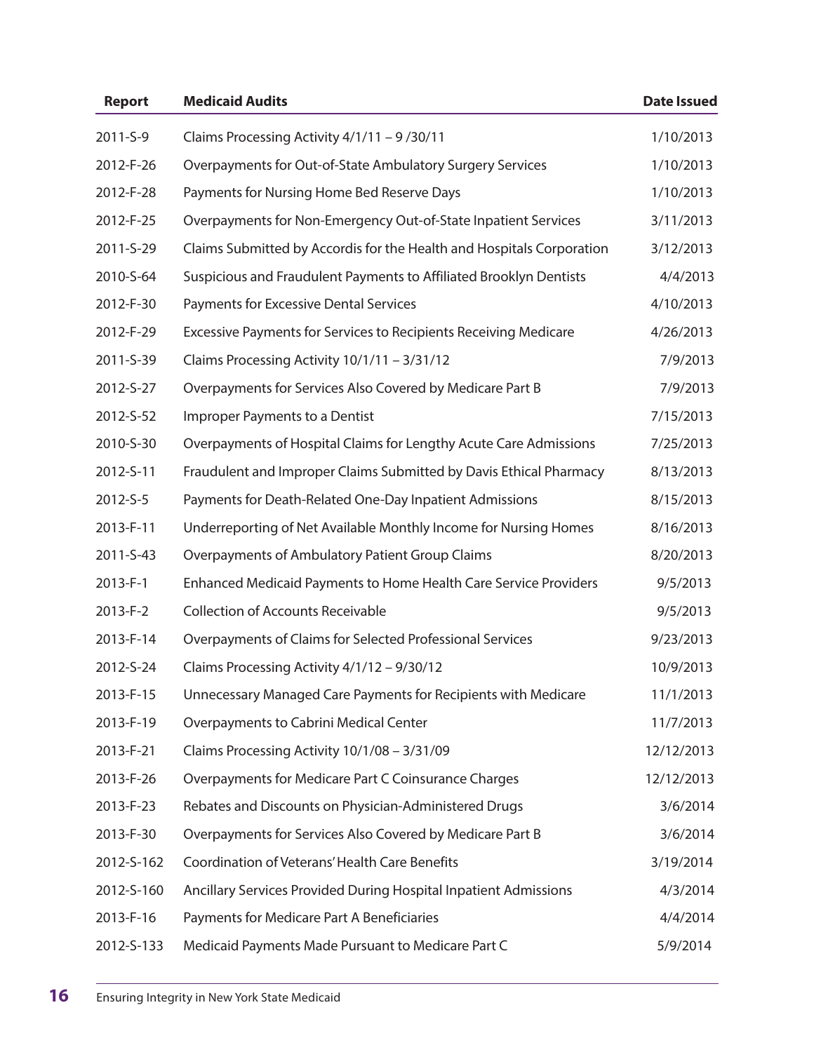| Report | Medicaid Audits | Date Issued |
|---|---|---|
| 2011-S-9 | Claims Processing Activity 4/1/11 – 9 /30/11 | 1/10/2013 |
| 2012-F-26 | Overpayments for Out-of-State Ambulatory Surgery Services | 1/10/2013 |
| 2012-F-28 | Payments for Nursing Home Bed Reserve Days | 1/10/2013 |
| 2012-F-25 | Overpayments for Non-Emergency Out-of-State Inpatient Services | 3/11/2013 |
| 2011-S-29 | Claims Submitted by Accordis for the Health and Hospitals Corporation | 3/12/2013 |
| 2010-S-64 | Suspicious and Fraudulent Payments to Affiliated Brooklyn Dentists | 4/4/2013 |
| 2012-F-30 | Payments for Excessive Dental Services | 4/10/2013 |
| 2012-F-29 | Excessive Payments for Services to Recipients Receiving Medicare | 4/26/2013 |
| 2011-S-39 | Claims Processing Activity 10/1/11 – 3/31/12 | 7/9/2013 |
| 2012-S-27 | Overpayments for Services Also Covered by Medicare Part B | 7/9/2013 |
| 2012-S-52 | Improper Payments to a Dentist | 7/15/2013 |
| 2010-S-30 | Overpayments of Hospital Claims for Lengthy Acute Care Admissions | 7/25/2013 |
| 2012-S-11 | Fraudulent and Improper Claims Submitted by Davis Ethical Pharmacy | 8/13/2013 |
| 2012-S-5 | Payments for Death-Related One-Day Inpatient Admissions | 8/15/2013 |
| 2013-F-11 | Underreporting of Net Available Monthly Income for Nursing Homes | 8/16/2013 |
| 2011-S-43 | Overpayments of Ambulatory Patient Group Claims | 8/20/2013 |
| 2013-F-1 | Enhanced Medicaid Payments to Home Health Care Service Providers | 9/5/2013 |
| 2013-F-2 | Collection of Accounts Receivable | 9/5/2013 |
| 2013-F-14 | Overpayments of Claims for Selected Professional Services | 9/23/2013 |
| 2012-S-24 | Claims Processing Activity 4/1/12 – 9/30/12 | 10/9/2013 |
| 2013-F-15 | Unnecessary Managed Care Payments for Recipients with Medicare | 11/1/2013 |
| 2013-F-19 | Overpayments to Cabrini Medical Center | 11/7/2013 |
| 2013-F-21 | Claims Processing Activity 10/1/08 – 3/31/09 | 12/12/2013 |
| 2013-F-26 | Overpayments for Medicare Part C Coinsurance Charges | 12/12/2013 |
| 2013-F-23 | Rebates and Discounts on Physician-Administered Drugs | 3/6/2014 |
| 2013-F-30 | Overpayments for Services Also Covered by Medicare Part B | 3/6/2014 |
| 2012-S-162 | Coordination of Veterans' Health Care Benefits | 3/19/2014 |
| 2012-S-160 | Ancillary Services Provided During Hospital Inpatient Admissions | 4/3/2014 |
| 2013-F-16 | Payments for Medicare Part A Beneficiaries | 4/4/2014 |
| 2012-S-133 | Medicaid Payments Made Pursuant to Medicare Part C | 5/9/2014 |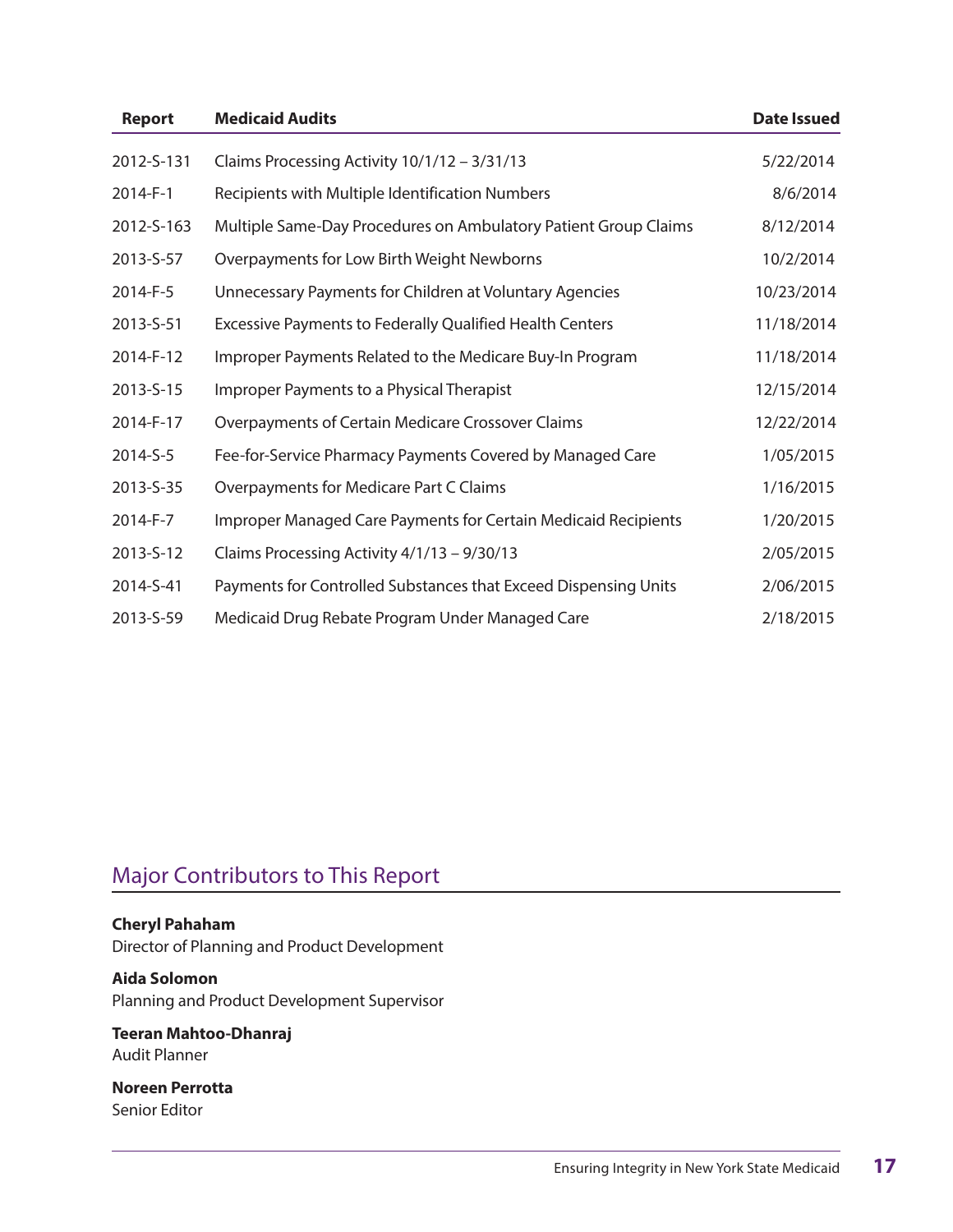| Report | Medicaid Audits | Date Issued |
| --- | --- | --- |
| 2012-S-131 | Claims Processing Activity 10/1/12 – 3/31/13 | 5/22/2014 |
| 2014-F-1 | Recipients with Multiple Identification Numbers | 8/6/2014 |
| 2012-S-163 | Multiple Same-Day Procedures on Ambulatory Patient Group Claims | 8/12/2014 |
| 2013-S-57 | Overpayments for Low Birth Weight Newborns | 10/2/2014 |
| 2014-F-5 | Unnecessary Payments for Children at Voluntary Agencies | 10/23/2014 |
| 2013-S-51 | Excessive Payments to Federally Qualified Health Centers | 11/18/2014 |
| 2014-F-12 | Improper Payments Related to the Medicare Buy-In Program | 11/18/2014 |
| 2013-S-15 | Improper Payments to a Physical Therapist | 12/15/2014 |
| 2014-F-17 | Overpayments of Certain Medicare Crossover Claims | 12/22/2014 |
| 2014-S-5 | Fee-for-Service Pharmacy Payments Covered by Managed Care | 1/05/2015 |
| 2013-S-35 | Overpayments for Medicare Part C Claims | 1/16/2015 |
| 2014-F-7 | Improper Managed Care Payments for Certain Medicaid Recipients | 1/20/2015 |
| 2013-S-12 | Claims Processing Activity 4/1/13 – 9/30/13 | 2/05/2015 |
| 2014-S-41 | Payments for Controlled Substances that Exceed Dispensing Units | 2/06/2015 |
| 2013-S-59 | Medicaid Drug Rebate Program Under Managed Care | 2/18/2015 |

## Major Contributors to This Report

**Cheryl Pahaham**
Director of Planning and Product Development

**Aida Solomon**
Planning and Product Development Supervisor

**Teeran Mahtoo-Dhanraj**
Audit Planner

**Noreen Perrotta**
Senior Editor